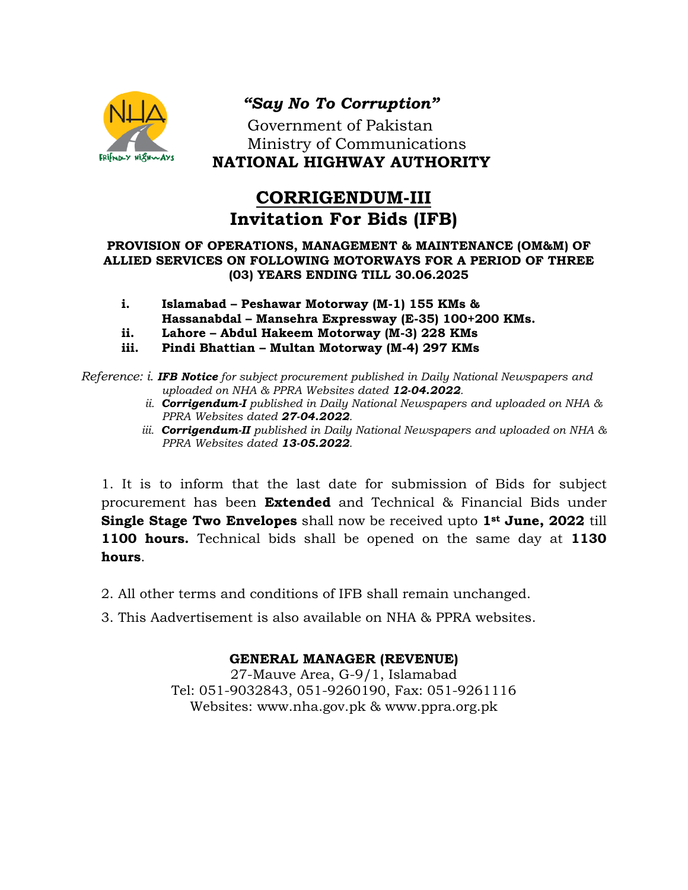***"Say No To Corruption"***

Government of Pakistan

Ministry of Communications

**NATIONAL HIGHWAY AUTHORITY**

# CORRIGENDUM-III

# Invitation For Bids (IFB)

**PROVISION OF OPERATIONS, MANAGEMENT & MAINTENANCE (OM&M) OF ALLIED SERVICES ON FOLLOWING MOTORWAYS FOR A PERIOD OF THREE (03) YEARS ENDING TILL 30.06.2025**

- **i. Islamabad – Peshawar Motorway (M-1) 155 KMs & Hassanabdal – Mansehra Expressway (E-35) 100+200 KMs.**
- **ii. Lahore – Abdul Hakeem Motorway (M-3) 228 KMs**
- **iii. Pindi Bhattian – Multan Motorway (M-4) 297 KMs**

*Reference: i. **IFB Notice** for subject procurement published in Daily National Newspapers and uploaded on NHA & PPRA Websites dated **12-04.2022**.*

*ii. **Corrigendum-I** published in Daily National Newspapers and uploaded on NHA & PPRA Websites dated **27-04.2022**.*

*iii. **Corrigendum-II** published in Daily National Newspapers and uploaded on NHA & PPRA Websites dated **13-05.2022**.*

1. It is to inform that the last date for submission of Bids for subject procurement has been **Extended** and Technical & Financial Bids under **Single Stage Two Envelopes** shall now be received upto **1st June, 2022** till **1100 hours.** Technical bids shall be opened on the same day at **1130 hours**.

2. All other terms and conditions of IFB shall remain unchanged.

3. This Aadvertisement is also available on NHA & PPRA websites.

**GENERAL MANAGER (REVENUE)**

27-Mauve Area, G-9/1, Islamabad

Tel: 051-9032843, 051-9260190, Fax: 051-9261116

Websites: www.nha.gov.pk & www.ppra.org.pk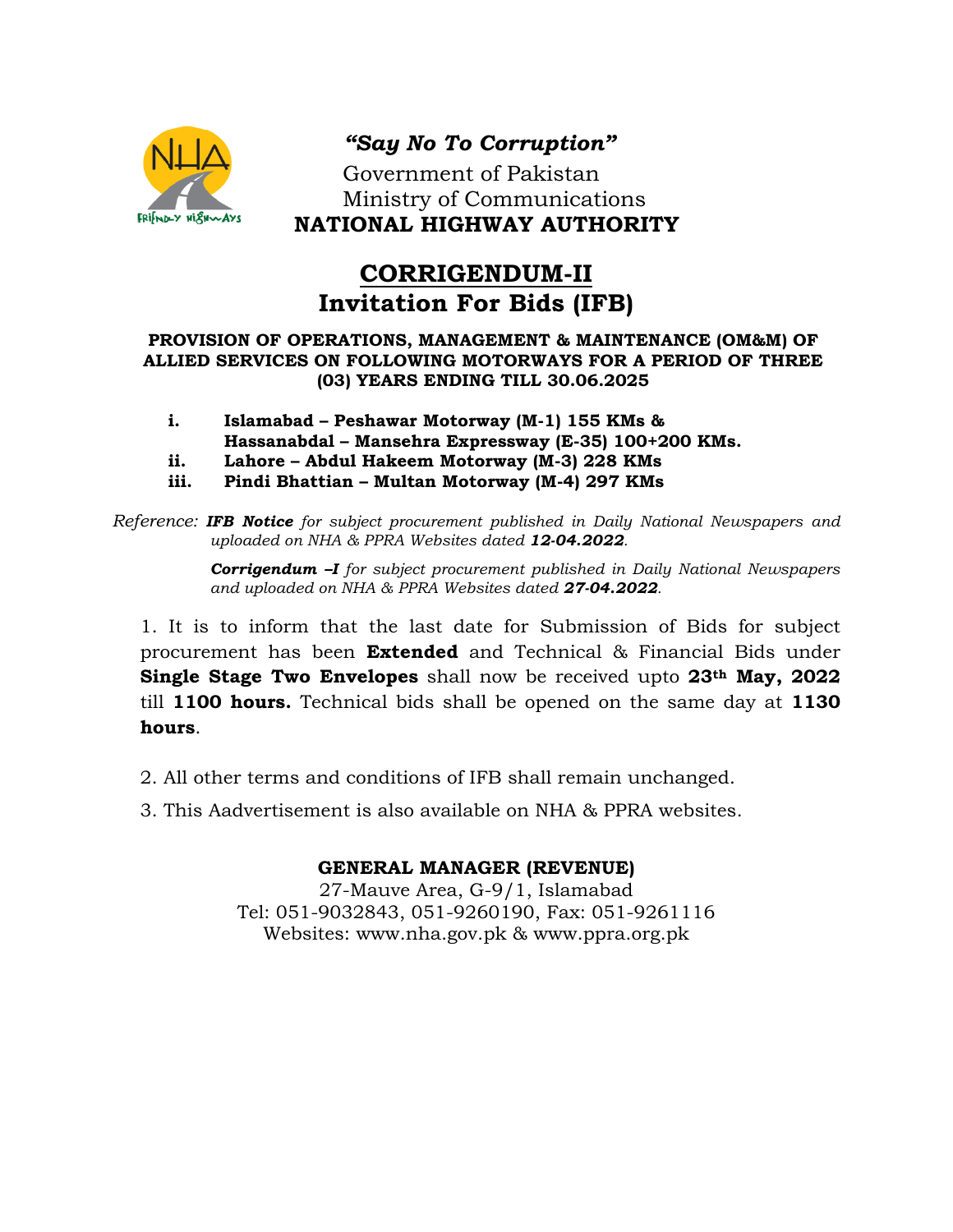*"Say No To Corruption"*

Government of Pakistan
Ministry of Communications
**NATIONAL HIGHWAY AUTHORITY**

# CORRIGENDUM-II
## Invitation For Bids (IFB)

**PROVISION OF OPERATIONS, MANAGEMENT & MAINTENANCE (OM&M) OF ALLIED SERVICES ON FOLLOWING MOTORWAYS FOR A PERIOD OF THREE (03) YEARS ENDING TILL 30.06.2025**

- i. **Islamabad – Peshawar Motorway (M-1) 155 KMs & Hassanabdal – Mansehra Expressway (E-35) 100+200 KMs.**
- ii. **Lahore – Abdul Hakeem Motorway (M-3) 228 KMs**
- iii. **Pindi Bhattian – Multan Motorway (M-4) 297 KMs**

Reference: ***IFB Notice*** *for subject procurement published in Daily National Newspapers and uploaded on NHA & PPRA Websites dated* ***12-04.2022****.*

***Corrigendum –I*** *for subject procurement published in Daily National Newspapers and uploaded on NHA & PPRA Websites dated* ***27-04.2022****.*

1. It is to inform that the last date for Submission of Bids for subject procurement has been **Extended** and Technical & Financial Bids under **Single Stage Two Envelopes** shall now be received upto **23th May, 2022** till **1100 hours.** Technical bids shall be opened on the same day at **1130 hours**.

2. All other terms and conditions of IFB shall remain unchanged.

3. This Aadvertisement is also available on NHA & PPRA websites.

**GENERAL MANAGER (REVENUE)**
27-Mauve Area, G-9/1, Islamabad
Tel: 051-9032843, 051-9260190, Fax: 051-9261116
Websites: www.nha.gov.pk & www.ppra.org.pk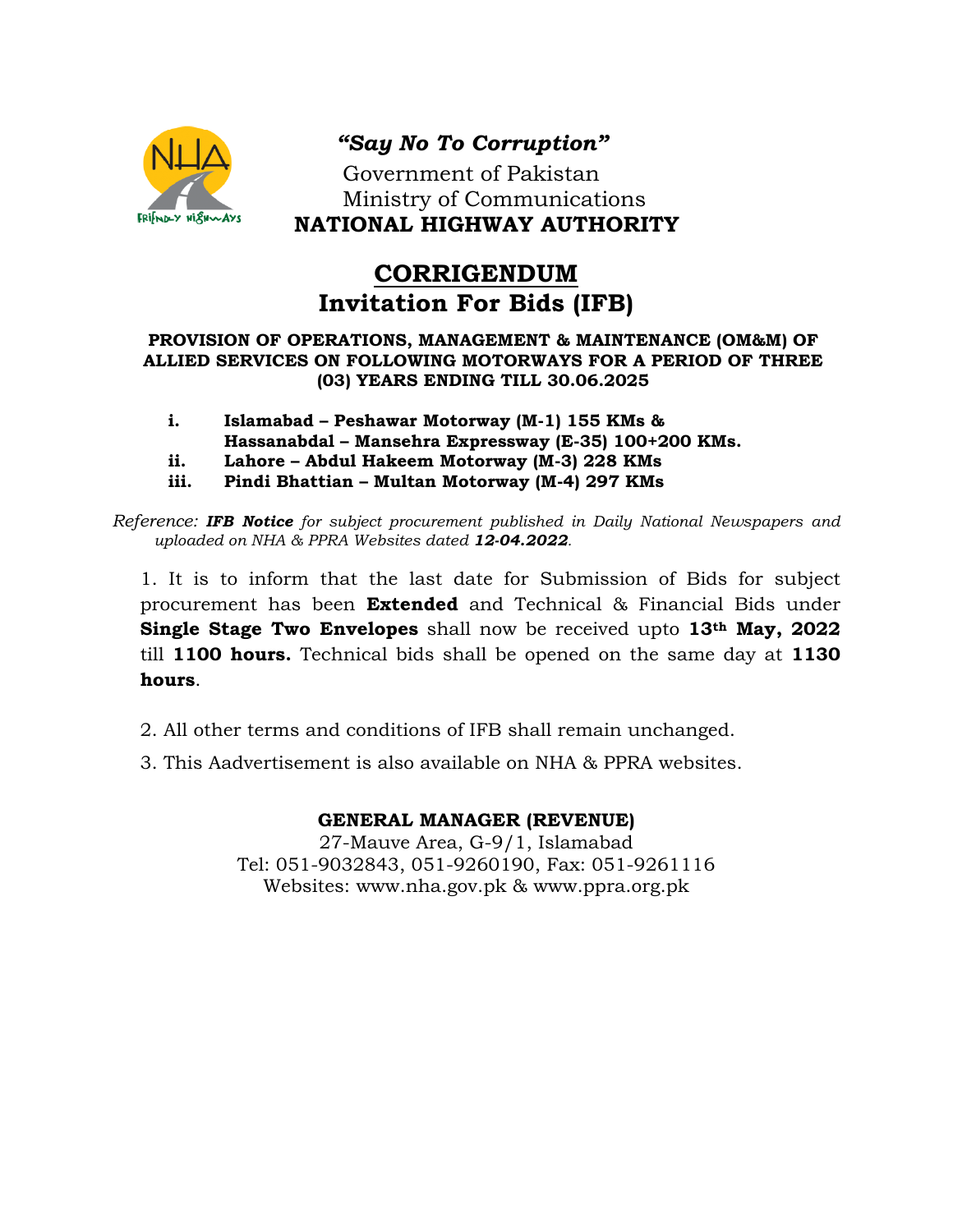***"Say No To Corruption"***

Government of Pakistan
Ministry of Communications
**NATIONAL HIGHWAY AUTHORITY**

# CORRIGENDUM
# Invitation For Bids (IFB)

**PROVISION OF OPERATIONS, MANAGEMENT & MAINTENANCE (OM&M) OF ALLIED SERVICES ON FOLLOWING MOTORWAYS FOR A PERIOD OF THREE (03) YEARS ENDING TILL 30.06.2025**

- **i. Islamabad – Peshawar Motorway (M-1) 155 KMs & Hassanabdal – Mansehra Expressway (E-35) 100+200 KMs.**
- **ii. Lahore – Abdul Hakeem Motorway (M-3) 228 KMs**
- **iii. Pindi Bhattian – Multan Motorway (M-4) 297 KMs**

*Reference: **IFB Notice** for subject procurement published in Daily National Newspapers and uploaded on NHA & PPRA Websites dated **12-04.2022**.*

1. It is to inform that the last date for Submission of Bids for subject procurement has been **Extended** and Technical & Financial Bids under **Single Stage Two Envelopes** shall now be received upto **13th May, 2022** till **1100 hours.** Technical bids shall be opened on the same day at **1130 hours**.

2. All other terms and conditions of IFB shall remain unchanged.

3. This Aadvertisement is also available on NHA & PPRA websites.

**GENERAL MANAGER (REVENUE)**
27-Mauve Area, G-9/1, Islamabad
Tel: 051-9032843, 051-9260190, Fax: 051-9261116
Websites: www.nha.gov.pk & www.ppra.org.pk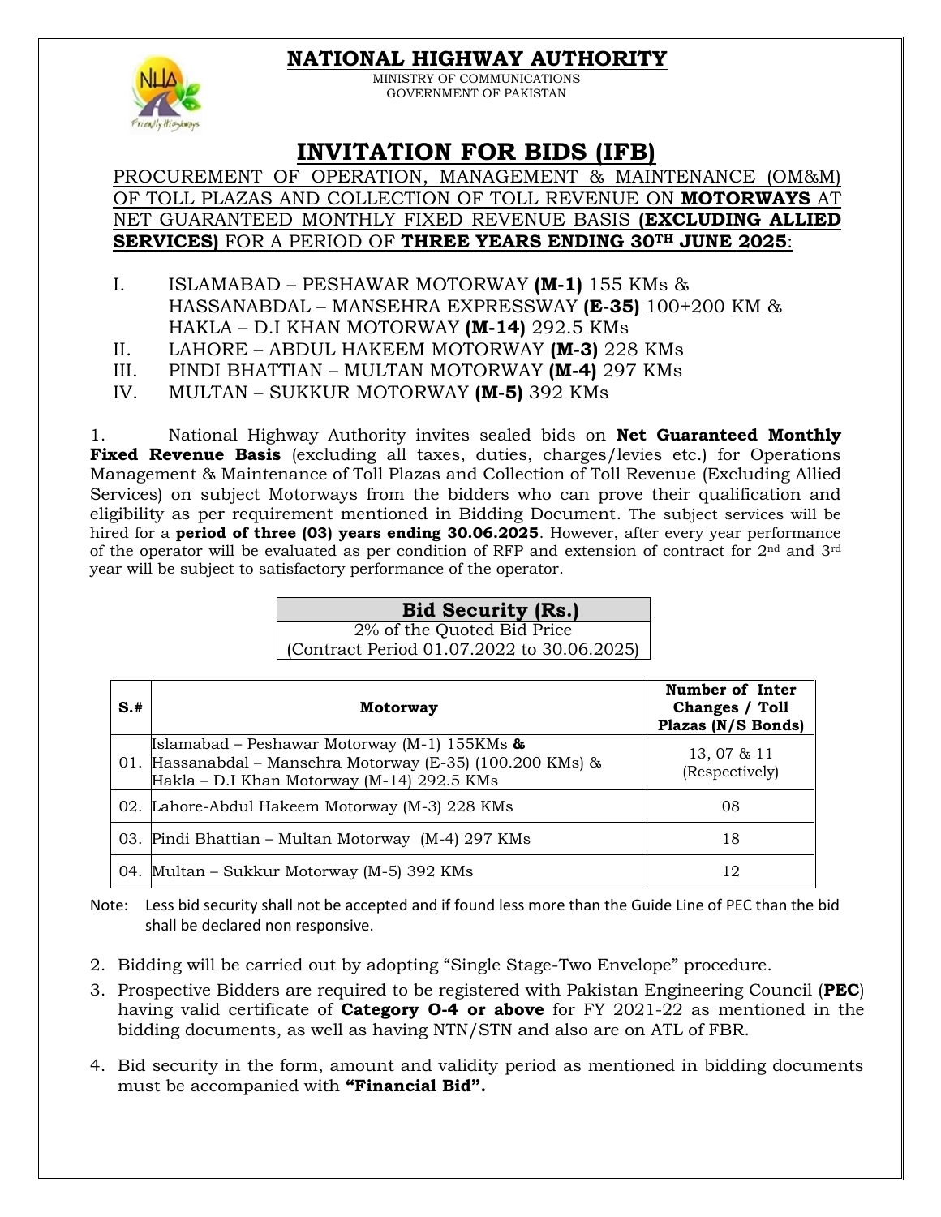# NATIONAL HIGHWAY AUTHORITY

MINISTRY OF COMMUNICATIONS
GOVERNMENT OF PAKISTAN

## INVITATION FOR BIDS (IFB)

PROCUREMENT OF OPERATION, MANAGEMENT & MAINTENANCE (OM&M) OF TOLL PLAZAS AND COLLECTION OF TOLL REVENUE ON **MOTORWAYS** AT NET GUARANTEED MONTHLY FIXED REVENUE BASIS **(EXCLUDING ALLIED SERVICES)** FOR A PERIOD OF **THREE YEARS ENDING 30TH JUNE 2025**:

I. ISLAMABAD – PESHAWAR MOTORWAY **(M-1)** 155 KMs & HASSANABDAL – MANSEHRA EXPRESSWAY **(E-35)** 100+200 KM & HAKLA – D.I KHAN MOTORWAY **(M-14)** 292.5 KMs
II. LAHORE – ABDUL HAKEEM MOTORWAY **(M-3)** 228 KMs
III. PINDI BHATTIAN – MULTAN MOTORWAY **(M-4)** 297 KMs
IV. MULTAN – SUKKUR MOTORWAY **(M-5)** 392 KMs

1. National Highway Authority invites sealed bids on **Net Guaranteed Monthly Fixed Revenue Basis** (excluding all taxes, duties, charges/levies etc.) for Operations Management & Maintenance of Toll Plazas and Collection of Toll Revenue (Excluding Allied Services) on subject Motorways from the bidders who can prove their qualification and eligibility as per requirement mentioned in Bidding Document. The subject services will be hired for a **period of three (03) years ending 30.06.2025**. However, after every year performance of the operator will be evaluated as per condition of RFP and extension of contract for 2nd and 3rd year will be subject to satisfactory performance of the operator.

| Bid Security (Rs.) |
|---|
| 2% of the Quoted Bid Price (Contract Period 01.07.2022 to 30.06.2025) |

| S.# | Motorway | Number of Inter Changes / Toll Plazas (N/S Bonds) |
|---|---|---|
| 01. | Islamabad – Peshawar Motorway (M-1) 155KMs **&** Hassanabdal – Mansehra Motorway (E-35) (100.200 KMs) & Hakla – D.I Khan Motorway (M-14) 292.5 KMs | 13, 07 & 11 (Respectively) |
| 02. | Lahore-Abdul Hakeem Motorway (M-3) 228 KMs | 08 |
| 03. | Pindi Bhattian – Multan Motorway (M-4) 297 KMs | 18 |
| 04. | Multan – Sukkur Motorway (M-5) 392 KMs | 12 |

Note: Less bid security shall not be accepted and if found less more than the Guide Line of PEC than the bid shall be declared non responsive.

2. Bidding will be carried out by adopting "Single Stage-Two Envelope" procedure.
3. Prospective Bidders are required to be registered with Pakistan Engineering Council (**PEC**) having valid certificate of **Category O-4 or above** for FY 2021-22 as mentioned in the bidding documents, as well as having NTN/STN and also are on ATL of FBR.
4. Bid security in the form, amount and validity period as mentioned in bidding documents must be accompanied with **"Financial Bid".**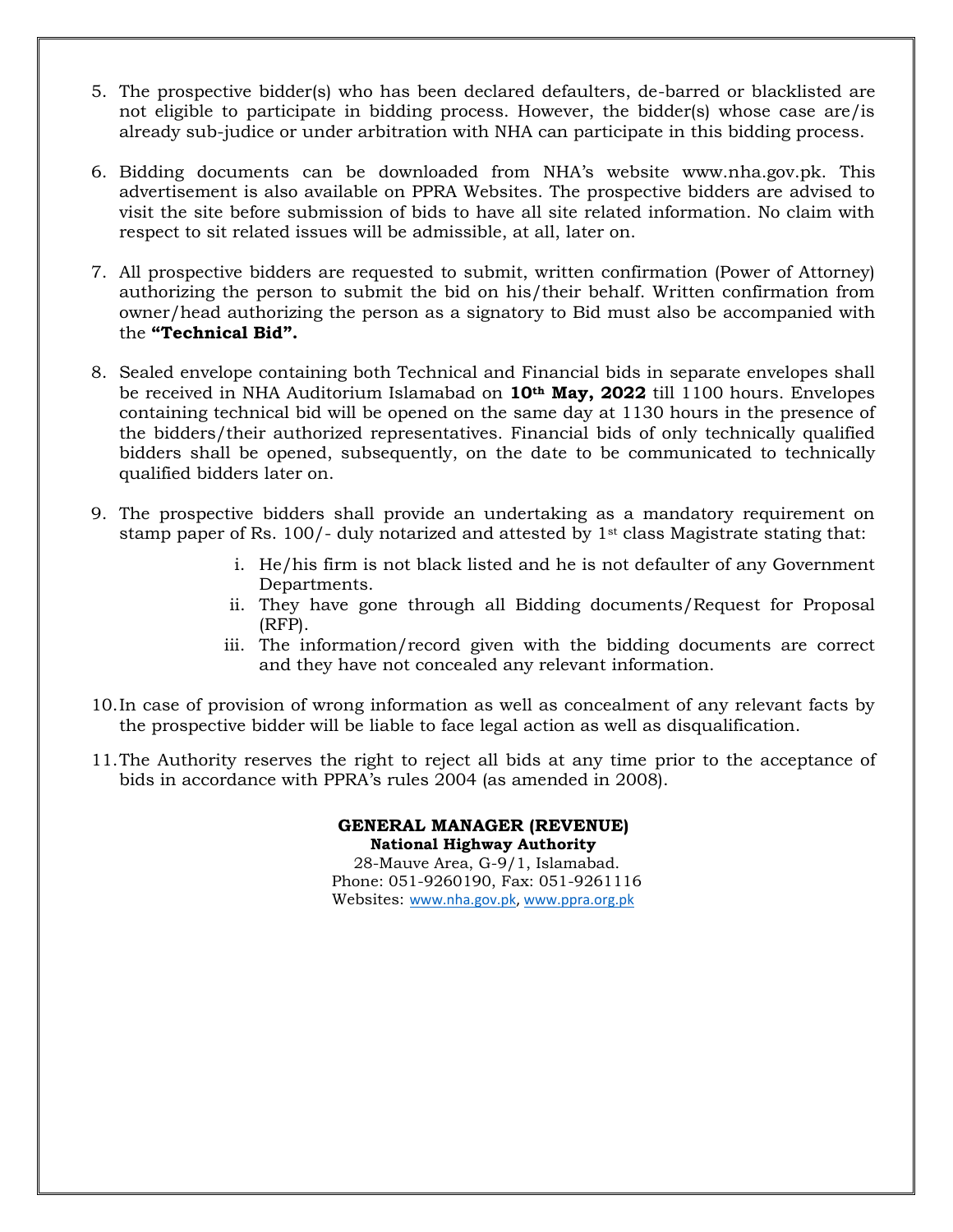5. The prospective bidder(s) who has been declared defaulters, de-barred or blacklisted are not eligible to participate in bidding process. However, the bidder(s) whose case are/is already sub-judice or under arbitration with NHA can participate in this bidding process.

6. Bidding documents can be downloaded from NHA's website www.nha.gov.pk. This advertisement is also available on PPRA Websites. The prospective bidders are advised to visit the site before submission of bids to have all site related information. No claim with respect to sit related issues will be admissible, at all, later on.

7. All prospective bidders are requested to submit, written confirmation (Power of Attorney) authorizing the person to submit the bid on his/their behalf. Written confirmation from owner/head authorizing the person as a signatory to Bid must also be accompanied with the **"Technical Bid".**

8. Sealed envelope containing both Technical and Financial bids in separate envelopes shall be received in NHA Auditorium Islamabad on **10th May, 2022** till 1100 hours. Envelopes containing technical bid will be opened on the same day at 1130 hours in the presence of the bidders/their authorized representatives. Financial bids of only technically qualified bidders shall be opened, subsequently, on the date to be communicated to technically qualified bidders later on.

9. The prospective bidders shall provide an undertaking as a mandatory requirement on stamp paper of Rs. 100/- duly notarized and attested by 1st class Magistrate stating that:

   i. He/his firm is not black listed and he is not defaulter of any Government Departments.
   ii. They have gone through all Bidding documents/Request for Proposal (RFP).
   iii. The information/record given with the bidding documents are correct and they have not concealed any relevant information.

10. In case of provision of wrong information as well as concealment of any relevant facts by the prospective bidder will be liable to face legal action as well as disqualification.

11. The Authority reserves the right to reject all bids at any time prior to the acceptance of bids in accordance with PPRA's rules 2004 (as amended in 2008).

**GENERAL MANAGER (REVENUE)**
**National Highway Authority**
28-Mauve Area, G-9/1, Islamabad.
Phone: 051-9260190, Fax: 051-9261116
Websites: www.nha.gov.pk, www.ppra.org.pk